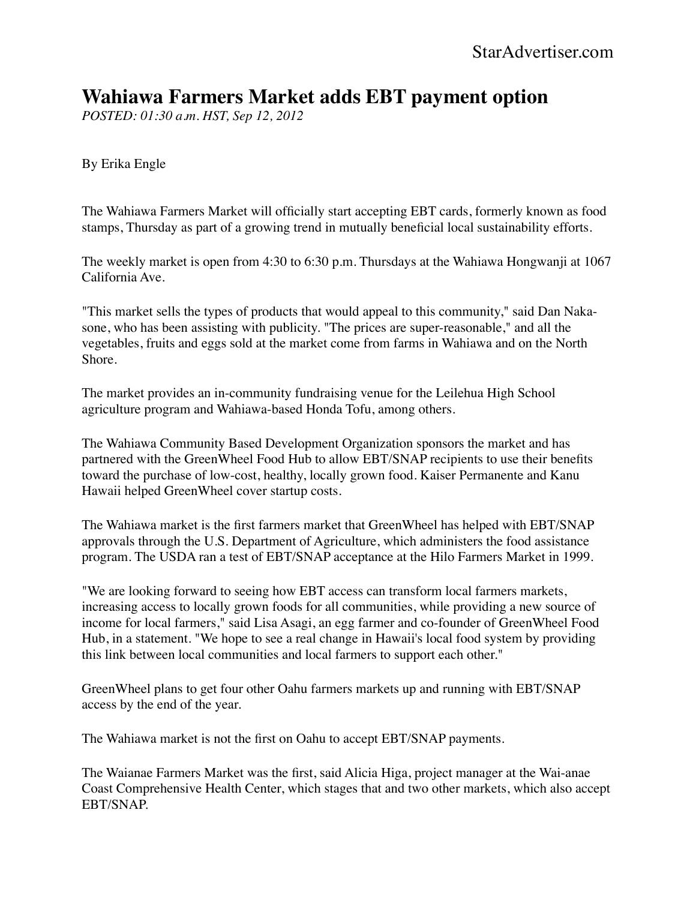StarAdvertiser.com

# Wahiawa Farmers Market adds EBT payment option

*POSTED: 01:30 a.m. HST, Sep 12, 2012*

By Erika Engle

The Wahiawa Farmers Market will officially start accepting EBT cards, formerly known as food stamps, Thursday as part of a growing trend in mutually beneficial local sustainability efforts.

The weekly market is open from 4:30 to 6:30 p.m. Thursdays at the Wahiawa Hongwanji at 1067 California Ave.

"This market sells the types of products that would appeal to this community," said Dan Nakasone, who has been assisting with publicity. "The prices are super-reasonable," and all the vegetables, fruits and eggs sold at the market come from farms in Wahiawa and on the North Shore.

The market provides an in-community fundraising venue for the Leilehua High School agriculture program and Wahiawa-based Honda Tofu, among others.

The Wahiawa Community Based Development Organization sponsors the market and has partnered with the GreenWheel Food Hub to allow EBT/SNAP recipients to use their benefits toward the purchase of low-cost, healthy, locally grown food. Kaiser Permanente and Kanu Hawaii helped GreenWheel cover startup costs.

The Wahiawa market is the first farmers market that GreenWheel has helped with EBT/SNAP approvals through the U.S. Department of Agriculture, which administers the food assistance program. The USDA ran a test of EBT/SNAP acceptance at the Hilo Farmers Market in 1999.

"We are looking forward to seeing how EBT access can transform local farmers markets, increasing access to locally grown foods for all communities, while providing a new source of income for local farmers," said Lisa Asagi, an egg farmer and co-founder of GreenWheel Food Hub, in a statement. "We hope to see a real change in Hawaii's local food system by providing this link between local communities and local farmers to support each other."

GreenWheel plans to get four other Oahu farmers markets up and running with EBT/SNAP access by the end of the year.

The Wahiawa market is not the first on Oahu to accept EBT/SNAP payments.

The Waianae Farmers Market was the first, said Alicia Higa, project manager at the Wai-anae Coast Comprehensive Health Center, which stages that and two other markets, which also accept EBT/SNAP.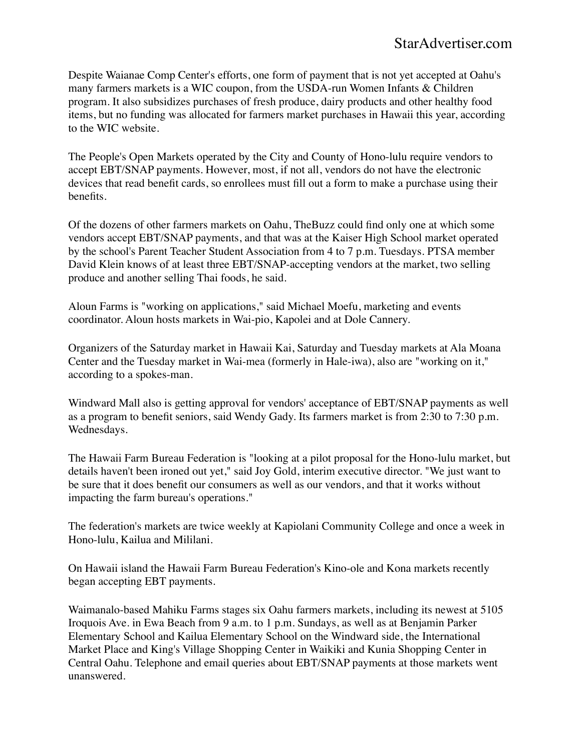Despite Waianae Comp Center's efforts, one form of payment that is not yet accepted at Oahu's many farmers markets is a WIC coupon, from the USDA-run Women Infants & Children program. It also subsidizes purchases of fresh produce, dairy products and other healthy food items, but no funding was allocated for farmers market purchases in Hawaii this year, according to the WIC website.

The People's Open Markets operated by the City and County of Hono-lulu require vendors to accept EBT/SNAP payments. However, most, if not all, vendors do not have the electronic devices that read benefit cards, so enrollees must fill out a form to make a purchase using their benefits.

Of the dozens of other farmers markets on Oahu, TheBuzz could find only one at which some vendors accept EBT/SNAP payments, and that was at the Kaiser High School market operated by the school's Parent Teacher Student Association from 4 to 7 p.m. Tuesdays. PTSA member David Klein knows of at least three EBT/SNAP-accepting vendors at the market, two selling produce and another selling Thai foods, he said.

Aloun Farms is "working on applications," said Michael Moefu, marketing and events coordinator. Aloun hosts markets in Wai-pio, Kapolei and at Dole Cannery.

Organizers of the Saturday market in Hawaii Kai, Saturday and Tuesday markets at Ala Moana Center and the Tuesday market in Wai-mea (formerly in Hale-iwa), also are "working on it," according to a spokes-man.

Windward Mall also is getting approval for vendors' acceptance of EBT/SNAP payments as well as a program to benefit seniors, said Wendy Gady. Its farmers market is from 2:30 to 7:30 p.m. Wednesdays.

The Hawaii Farm Bureau Federation is "looking at a pilot proposal for the Hono-lulu market, but details haven't been ironed out yet," said Joy Gold, interim executive director. "We just want to be sure that it does benefit our consumers as well as our vendors, and that it works without impacting the farm bureau's operations."

The federation's markets are twice weekly at Kapiolani Community College and once a week in Hono-lulu, Kailua and Mililani.

On Hawaii island the Hawaii Farm Bureau Federation's Kino-ole and Kona markets recently began accepting EBT payments.

Waimanalo-based Mahiku Farms stages six Oahu farmers markets, including its newest at 5105 Iroquois Ave. in Ewa Beach from 9 a.m. to 1 p.m. Sundays, as well as at Benjamin Parker Elementary School and Kailua Elementary School on the Windward side, the International Market Place and King's Village Shopping Center in Waikiki and Kunia Shopping Center in Central Oahu. Telephone and email queries about EBT/SNAP payments at those markets went unanswered.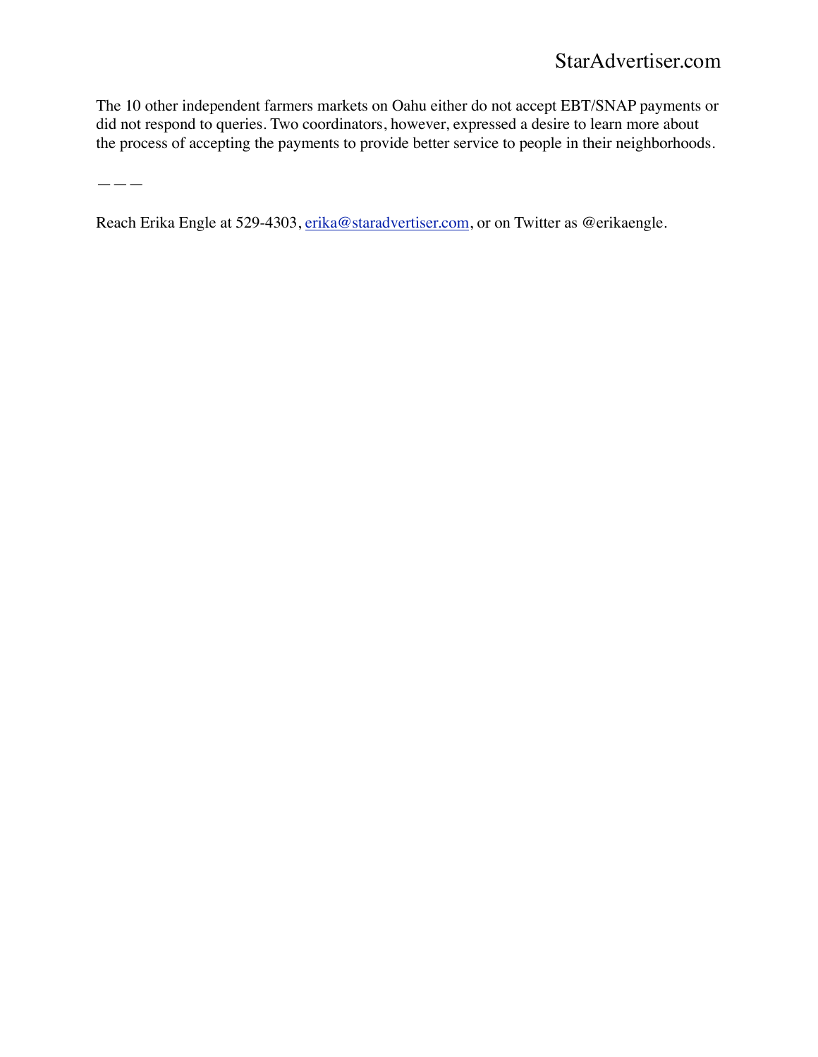The 10 other independent farmers markets on Oahu either do not accept EBT/SNAP payments or did not respond to queries. Two coordinators, however, expressed a desire to learn more about the process of accepting the payments to provide better service to people in their neighborhoods.

———

Reach Erika Engle at 529-4303, erika@staradvertiser.com, or on Twitter as @erikaengle.